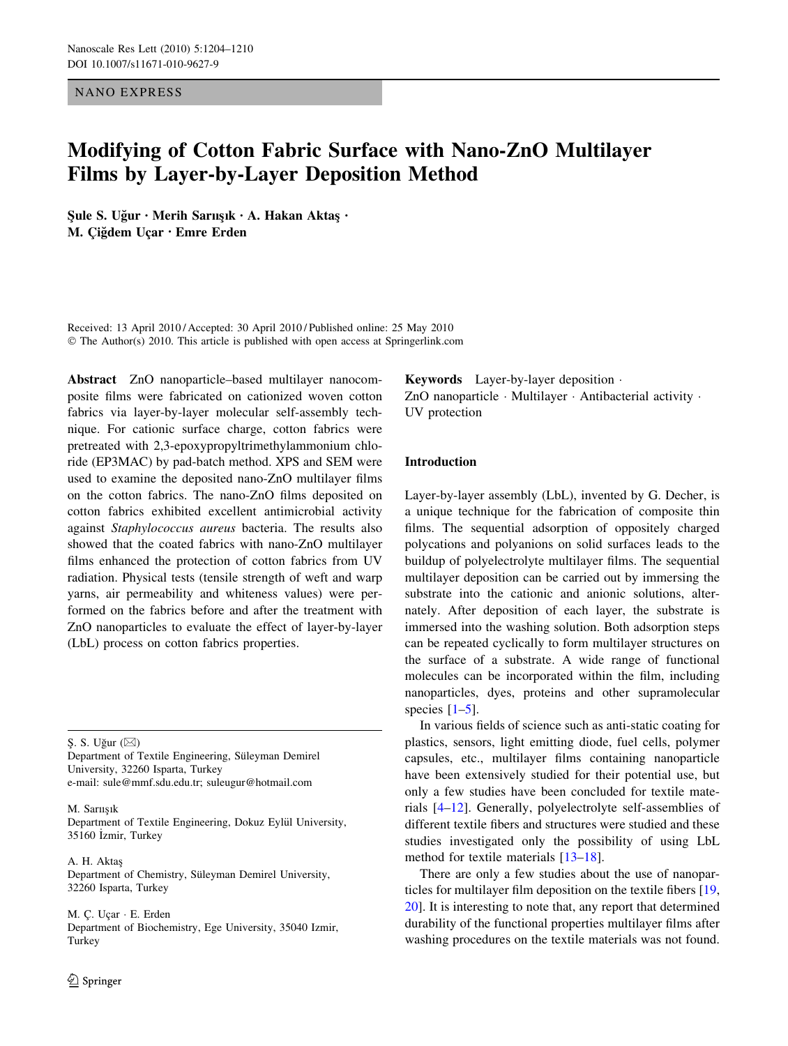NANO EXPRESS

# Modifying of Cotton Fabric Surface with Nano-ZnO Multilayer Films by Layer-by-Layer Deposition Method

**Şule S. Uğur · Merih Sarıışık · A. Hakan Aktaş · M. Çiğdem Uçar · Emre Erden**

Received: 13 April 2010 / Accepted: 30 April 2010 / Published online: 25 May 2010
© The Author(s) 2010. This article is published with open access at Springerlink.com

**Abstract** ZnO nanoparticle–based multilayer nanocomposite films were fabricated on cationized woven cotton fabrics via layer-by-layer molecular self-assembly technique. For cationic surface charge, cotton fabrics were pretreated with 2,3-epoxypropyltrimethylammonium chloride (EP3MAC) by pad-batch method. XPS and SEM were used to examine the deposited nano-ZnO multilayer films on the cotton fabrics. The nano-ZnO films deposited on cotton fabrics exhibited excellent antimicrobial activity against *Staphylococcus aureus* bacteria. The results also showed that the coated fabrics with nano-ZnO multilayer films enhanced the protection of cotton fabrics from UV radiation. Physical tests (tensile strength of weft and warp yarns, air permeability and whiteness values) were performed on the fabrics before and after the treatment with ZnO nanoparticles to evaluate the effect of layer-by-layer (LbL) process on cotton fabrics properties.

**Keywords** Layer-by-layer deposition · ZnO nanoparticle · Multilayer · Antibacterial activity · UV protection

Ş. S. Uğur (✉)
Department of Textile Engineering, Süleyman Demirel University, 32260 Isparta, Turkey
e-mail: sule@mmf.sdu.edu.tr; suleugur@hotmail.com

M. Sarıışık
Department of Textile Engineering, Dokuz Eylül University, 35160 İzmir, Turkey

A. H. Aktaş
Department of Chemistry, Süleyman Demirel University, 32260 Isparta, Turkey

M. Ç. Uçar · E. Erden
Department of Biochemistry, Ege University, 35040 Izmir, Turkey

## Introduction

Layer-by-layer assembly (LbL), invented by G. Decher, is a unique technique for the fabrication of composite thin films. The sequential adsorption of oppositely charged polycations and polyanions on solid surfaces leads to the buildup of polyelectrolyte multilayer films. The sequential multilayer deposition can be carried out by immersing the substrate into the cationic and anionic solutions, alternately. After deposition of each layer, the substrate is immersed into the washing solution. Both adsorption steps can be repeated cyclically to form multilayer structures on the surface of a substrate. A wide range of functional molecules can be incorporated within the film, including nanoparticles, dyes, proteins and other supramolecular species [1–5].

In various fields of science such as anti-static coating for plastics, sensors, light emitting diode, fuel cells, polymer capsules, etc., multilayer films containing nanoparticle have been extensively studied for their potential use, but only a few studies have been concluded for textile materials [4–12]. Generally, polyelectrolyte self-assemblies of different textile fibers and structures were studied and these studies investigated only the possibility of using LbL method for textile materials [13–18].

There are only a few studies about the use of nanoparticles for multilayer film deposition on the textile fibers [19, 20]. It is interesting to note that, any report that determined durability of the functional properties multilayer films after washing procedures on the textile materials was not found.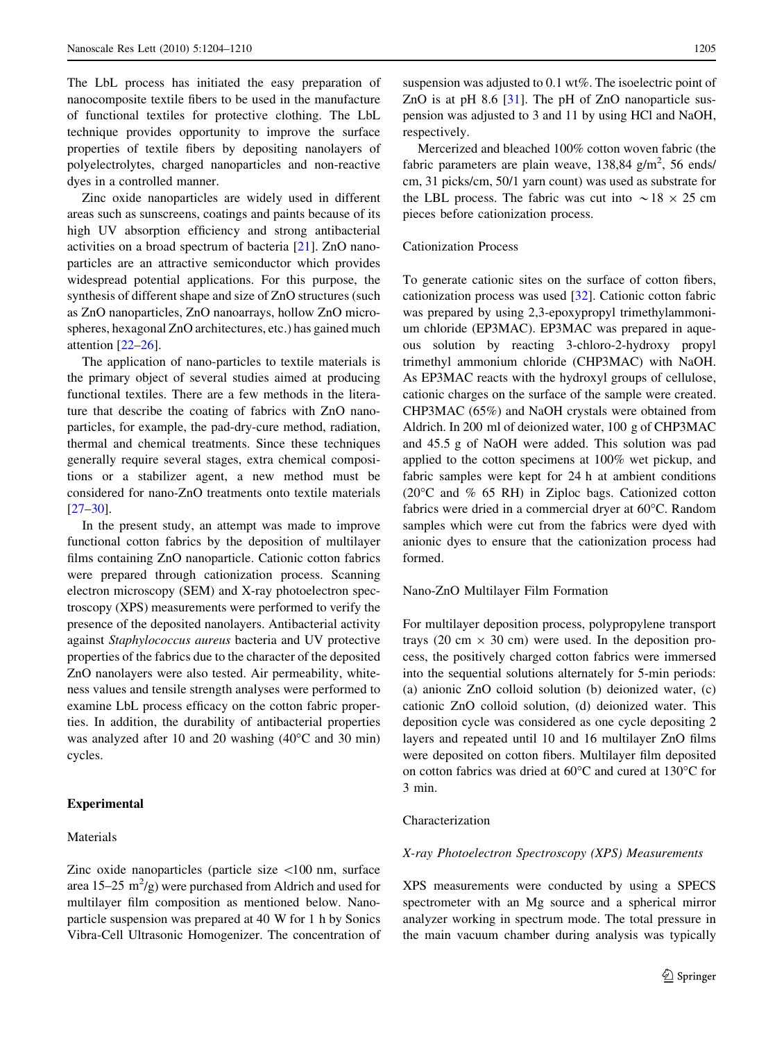The LbL process has initiated the easy preparation of nanocomposite textile fibers to be used in the manufacture of functional textiles for protective clothing. The LbL technique provides opportunity to improve the surface properties of textile fibers by depositing nanolayers of polyelectrolytes, charged nanoparticles and non-reactive dyes in a controlled manner.

Zinc oxide nanoparticles are widely used in different areas such as sunscreens, coatings and paints because of its high UV absorption efficiency and strong antibacterial activities on a broad spectrum of bacteria [21]. ZnO nanoparticles are an attractive semiconductor which provides widespread potential applications. For this purpose, the synthesis of different shape and size of ZnO structures (such as ZnO nanoparticles, ZnO nanoarrays, hollow ZnO microspheres, hexagonal ZnO architectures, etc.) has gained much attention [22–26].

The application of nano-particles to textile materials is the primary object of several studies aimed at producing functional textiles. There are a few methods in the literature that describe the coating of fabrics with ZnO nanoparticles, for example, the pad-dry-cure method, radiation, thermal and chemical treatments. Since these techniques generally require several stages, extra chemical compositions or a stabilizer agent, a new method must be considered for nano-ZnO treatments onto textile materials [27–30].

In the present study, an attempt was made to improve functional cotton fabrics by the deposition of multilayer films containing ZnO nanoparticle. Cationic cotton fabrics were prepared through cationization process. Scanning electron microscopy (SEM) and X-ray photoelectron spectroscopy (XPS) measurements were performed to verify the presence of the deposited nanolayers. Antibacterial activity against *Staphylococcus aureus* bacteria and UV protective properties of the fabrics due to the character of the deposited ZnO nanolayers were also tested. Air permeability, whiteness values and tensile strength analyses were performed to examine LbL process efficacy on the cotton fabric properties. In addition, the durability of antibacterial properties was analyzed after 10 and 20 washing (40°C and 30 min) cycles.

## Experimental

### Materials

Zinc oxide nanoparticles (particle size <100 nm, surface area 15–25 $m^2/g$) were purchased from Aldrich and used for multilayer film composition as mentioned below. Nanoparticle suspension was prepared at 40 W for 1 h by Sonics Vibra-Cell Ultrasonic Homogenizer. The concentration of suspension was adjusted to 0.1 wt%. The isoelectric point of ZnO is at pH 8.6 [31]. The pH of ZnO nanoparticle suspension was adjusted to 3 and 11 by using HCl and NaOH, respectively.

Mercerized and bleached 100% cotton woven fabric (the fabric parameters are plain weave, 138,84 $g/m^2$, 56 ends/cm, 31 picks/cm, 50/1 yarn count) was used as substrate for the LBL process. The fabric was cut into ~18 × 25 cm pieces before cationization process.

### Cationization Process

To generate cationic sites on the surface of cotton fibers, cationization process was used [32]. Cationic cotton fabric was prepared by using 2,3-epoxypropyl trimethylammonium chloride (EP3MAC). EP3MAC was prepared in aqueous solution by reacting 3-chloro-2-hydroxy propyl trimethyl ammonium chloride (CHP3MAC) with NaOH. As EP3MAC reacts with the hydroxyl groups of cellulose, cationic charges on the surface of the sample were created. CHP3MAC (65%) and NaOH crystals were obtained from Aldrich. In 200 ml of deionized water, 100 g of CHP3MAC and 45.5 g of NaOH were added. This solution was pad applied to the cotton specimens at 100% wet pickup, and fabric samples were kept for 24 h at ambient conditions (20°C and % 65 RH) in Ziploc bags. Cationized cotton fabrics were dried in a commercial dryer at 60°C. Random samples which were cut from the fabrics were dyed with anionic dyes to ensure that the cationization process had formed.

### Nano-ZnO Multilayer Film Formation

For multilayer deposition process, polypropylene transport trays (20 cm × 30 cm) were used. In the deposition process, the positively charged cotton fabrics were immersed into the sequential solutions alternately for 5-min periods: (a) anionic ZnO colloid solution (b) deionized water, (c) cationic ZnO colloid solution, (d) deionized water. This deposition cycle was considered as one cycle depositing 2 layers and repeated until 10 and 16 multilayer ZnO films were deposited on cotton fibers. Multilayer film deposited on cotton fabrics was dried at 60°C and cured at 130°C for 3 min.

### Characterization

#### *X-ray Photoelectron Spectroscopy (XPS) Measurements*

XPS measurements were conducted by using a SPECS spectrometer with an Mg source and a spherical mirror analyzer working in spectrum mode. The total pressure in the main vacuum chamber during analysis was typically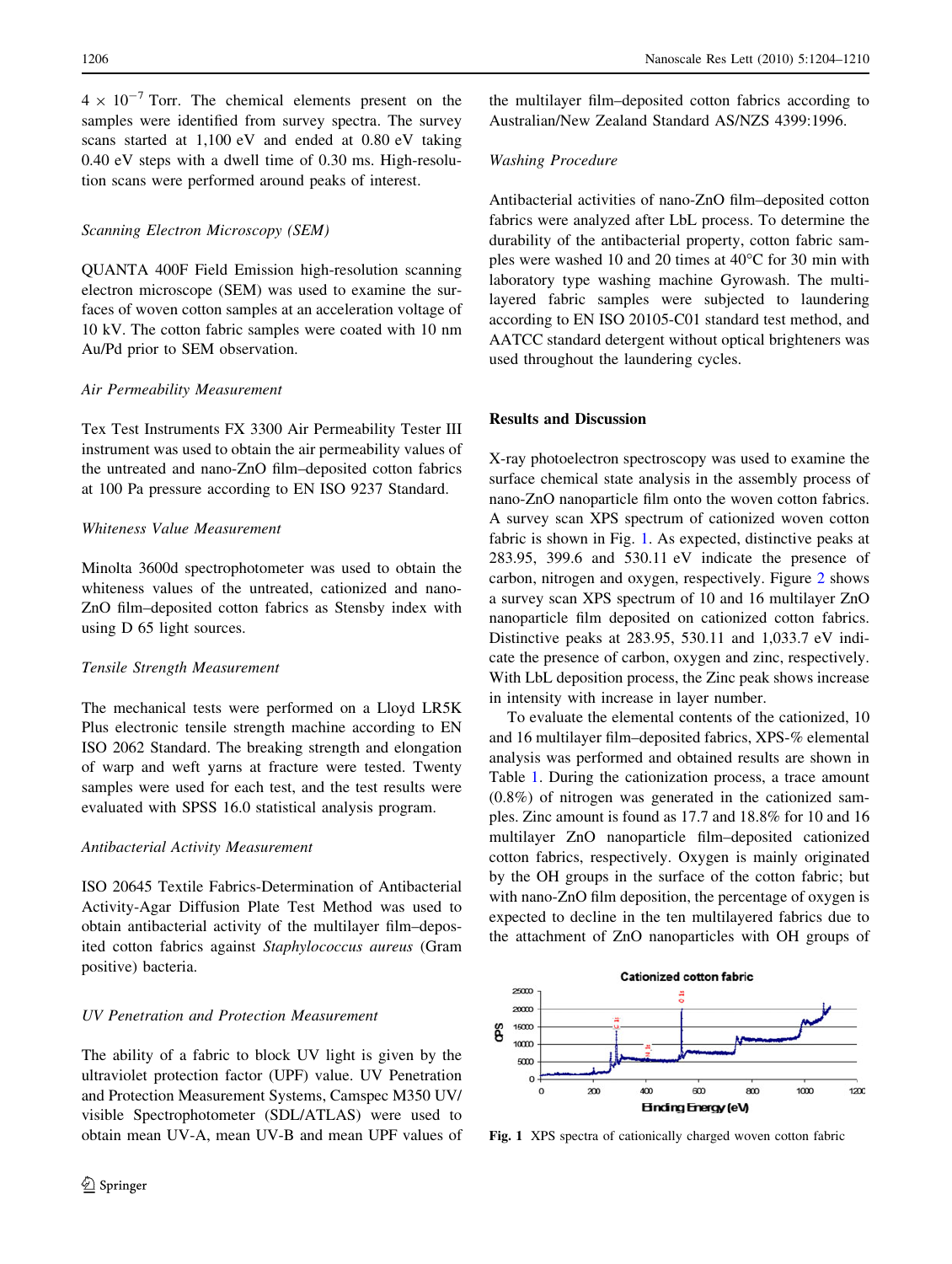$4 \times 10^{-7}$ Torr. The chemical elements present on the samples were identified from survey spectra. The survey scans started at 1,100 eV and ended at 0.80 eV taking 0.40 eV steps with a dwell time of 0.30 ms. High-resolution scans were performed around peaks of interest.

### Scanning Electron Microscopy (SEM)

QUANTA 400F Field Emission high-resolution scanning electron microscope (SEM) was used to examine the surfaces of woven cotton samples at an acceleration voltage of 10 kV. The cotton fabric samples were coated with 10 nm Au/Pd prior to SEM observation.

### Air Permeability Measurement

Tex Test Instruments FX 3300 Air Permeability Tester III instrument was used to obtain the air permeability values of the untreated and nano-ZnO film–deposited cotton fabrics at 100 Pa pressure according to EN ISO 9237 Standard.

### Whiteness Value Measurement

Minolta 3600d spectrophotometer was used to obtain the whiteness values of the untreated, cationized and nano-ZnO film–deposited cotton fabrics as Stensby index with using D 65 light sources.

### Tensile Strength Measurement

The mechanical tests were performed on a Lloyd LR5K Plus electronic tensile strength machine according to EN ISO 2062 Standard. The breaking strength and elongation of warp and weft yarns at fracture were tested. Twenty samples were used for each test, and the test results were evaluated with SPSS 16.0 statistical analysis program.

### Antibacterial Activity Measurement

ISO 20645 Textile Fabrics-Determination of Antibacterial Activity-Agar Diffusion Plate Test Method was used to obtain antibacterial activity of the multilayer film–deposited cotton fabrics against *Staphylococcus aureus* (Gram positive) bacteria.

### UV Penetration and Protection Measurement

The ability of a fabric to block UV light is given by the ultraviolet protection factor (UPF) value. UV Penetration and Protection Measurement Systems, Camspec M350 UV/visible Spectrophotometer (SDL/ATLAS) were used to obtain mean UV-A, mean UV-B and mean UPF values of the multilayer film–deposited cotton fabrics according to Australian/New Zealand Standard AS/NZS 4399:1996.

### Washing Procedure

Antibacterial activities of nano-ZnO film–deposited cotton fabrics were analyzed after LbL process. To determine the durability of the antibacterial property, cotton fabric samples were washed 10 and 20 times at 40°C for 30 min with laboratory type washing machine Gyrowash. The multilayered fabric samples were subjected to laundering according to EN ISO 20105-C01 standard test method, and AATCC standard detergent without optical brighteners was used throughout the laundering cycles.

## Results and Discussion

X-ray photoelectron spectroscopy was used to examine the surface chemical state analysis in the assembly process of nano-ZnO nanoparticle film onto the woven cotton fabrics. A survey scan XPS spectrum of cationized woven cotton fabric is shown in Fig. 1. As expected, distinctive peaks at 283.95, 399.6 and 530.11 eV indicate the presence of carbon, nitrogen and oxygen, respectively. Figure 2 shows a survey scan XPS spectrum of 10 and 16 multilayer ZnO nanoparticle film deposited on cationized cotton fabrics. Distinctive peaks at 283.95, 530.11 and 1,033.7 eV indicate the presence of carbon, oxygen and zinc, respectively. With LbL deposition process, the Zinc peak shows increase in intensity with increase in layer number.

To evaluate the elemental contents of the cationized, 10 and 16 multilayer film–deposited fabrics, XPS-% elemental analysis was performed and obtained results are shown in Table 1. During the cationization process, a trace amount (0.8%) of nitrogen was generated in the cationized samples. Zinc amount is found as 17.7 and 18.8% for 10 and 16 multilayer ZnO nanoparticle film–deposited cationized cotton fabrics, respectively. Oxygen is mainly originated by the OH groups in the surface of the cotton fabric; but with nano-ZnO film deposition, the percentage of oxygen is expected to decline in the ten multilayered fabrics due to the attachment of ZnO nanoparticles with OH groups of

Cationized cotton fabric

CPS

25000
20000
15000
10000
5000
0

0 200 400 600 800 1000 1200

Binding Energy (eV)

**Fig. 1** XPS spectra of cationically charged woven cotton fabric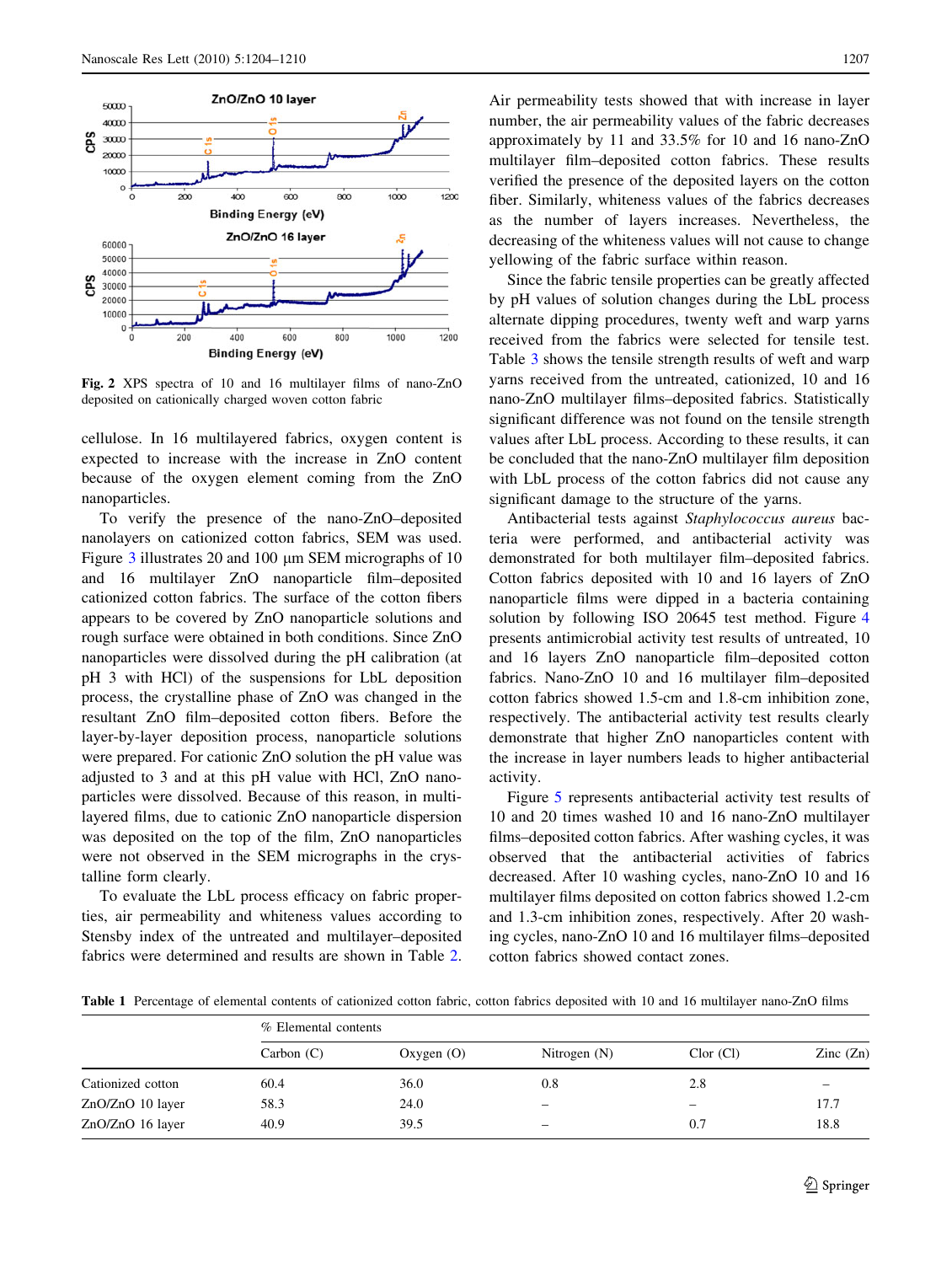ZnO/ZnO 10 layer

CPS

50000
40000
30000
20000
10000
0

0 200 400 600 800 1000 1200

Binding Energy (eV)

C 1s
O 1s
Zn

ZnO/ZnO 16 layer

CPS

60000
50000
40000
30000
20000
10000
0

0 200 400 600 800 1000 1200

Binding Energy (eV)

C 1s
O 1s
Zn

**Fig. 2** XPS spectra of 10 and 16 multilayer films of nano-ZnO deposited on cationically charged woven cotton fabric

cellulose. In 16 multilayered fabrics, oxygen content is expected to increase with the increase in ZnO content because of the oxygen element coming from the ZnO nanoparticles.

To verify the presence of the nano-ZnO–deposited nanolayers on cationized cotton fabrics, SEM was used. Figure 3 illustrates 20 and 100 µm SEM micrographs of 10 and 16 multilayer ZnO nanoparticle film–deposited cationized cotton fabrics. The surface of the cotton fibers appears to be covered by ZnO nanoparticle solutions and rough surface were obtained in both conditions. Since ZnO nanoparticles were dissolved during the pH calibration (at pH 3 with HCl) of the suspensions for LbL deposition process, the crystalline phase of ZnO was changed in the resultant ZnO film–deposited cotton fibers. Before the layer-by-layer deposition process, nanoparticle solutions were prepared. For cationic ZnO solution the pH value was adjusted to 3 and at this pH value with HCl, ZnO nanoparticles were dissolved. Because of this reason, in multilayered films, due to cationic ZnO nanoparticle dispersion was deposited on the top of the film, ZnO nanoparticles were not observed in the SEM micrographs in the crystalline form clearly.

To evaluate the LbL process efficacy on fabric properties, air permeability and whiteness values according to Stensby index of the untreated and multilayer–deposited fabrics were determined and results are shown in Table 2.

Air permeability tests showed that with increase in layer number, the air permeability values of the fabric decreases approximately by 11 and 33.5% for 10 and 16 nano-ZnO multilayer film–deposited cotton fabrics. These results verified the presence of the deposited layers on the cotton fiber. Similarly, whiteness values of the fabrics decreases as the number of layers increases. Nevertheless, the decreasing of the whiteness values will not cause to change yellowing of the fabric surface within reason.

Since the fabric tensile properties can be greatly affected by pH values of solution changes during the LbL process alternate dipping procedures, twenty weft and warp yarns received from the fabrics were selected for tensile test. Table 3 shows the tensile strength results of weft and warp yarns received from the untreated, cationized, 10 and 16 nano-ZnO multilayer films–deposited fabrics. Statistically significant difference was not found on the tensile strength values after LbL process. According to these results, it can be concluded that the nano-ZnO multilayer film deposition with LbL process of the cotton fabrics did not cause any significant damage to the structure of the yarns.

Antibacterial tests against *Staphylococcus aureus* bacteria were performed, and antibacterial activity was demonstrated for both multilayer film–deposited fabrics. Cotton fabrics deposited with 10 and 16 layers of ZnO nanoparticle films were dipped in a bacteria containing solution by following ISO 20645 test method. Figure 4 presents antimicrobial activity test results of untreated, 10 and 16 layers ZnO nanoparticle film–deposited cotton fabrics. Nano-ZnO 10 and 16 multilayer film–deposited cotton fabrics showed 1.5-cm and 1.8-cm inhibition zone, respectively. The antibacterial activity test results clearly demonstrate that higher ZnO nanoparticles content with the increase in layer numbers leads to higher antibacterial activity.

Figure 5 represents antibacterial activity test results of 10 and 20 times washed 10 and 16 nano-ZnO multilayer films–deposited cotton fabrics. After washing cycles, it was observed that the antibacterial activities of fabrics decreased. After 10 washing cycles, nano-ZnO 10 and 16 multilayer films deposited on cotton fabrics showed 1.2-cm and 1.3-cm inhibition zones, respectively. After 20 washing cycles, nano-ZnO 10 and 16 multilayer films–deposited cotton fabrics showed contact zones.

**Table 1** Percentage of elemental contents of cationized cotton fabric, cotton fabrics deposited with 10 and 16 multilayer nano-ZnO films

| | % Elemental contents | | | | |
|---|---|---|---|---|---|
| | Carbon (C) | Oxygen (O) | Nitrogen (N) | Clor (Cl) | Zinc (Zn) |
| Cationized cotton | 60.4 | 36.0 | 0.8 | 2.8 | – |
| ZnO/ZnO 10 layer | 58.3 | 24.0 | – | – | 17.7 |
| ZnO/ZnO 16 layer | 40.9 | 39.5 | – | 0.7 | 18.8 |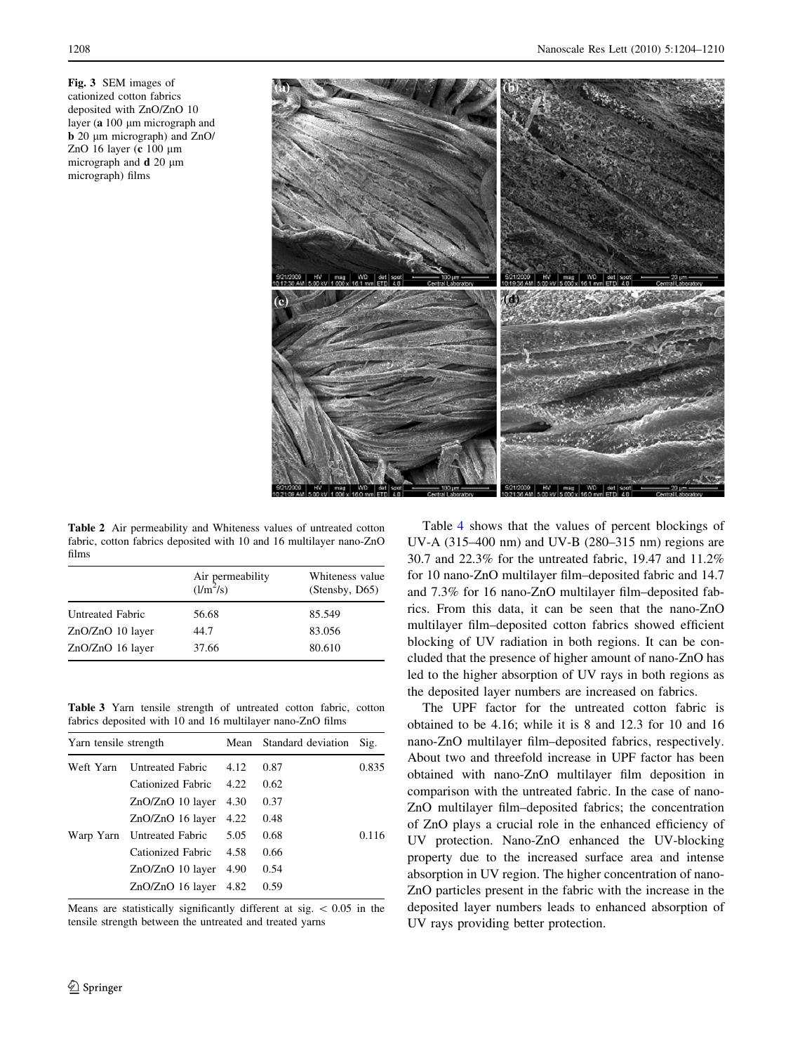Fig. 3 SEM images of cationized cotton fabrics deposited with ZnO/ZnO 10 layer (**a** 100 μm micrograph and **b** 20 μm micrograph) and ZnO/ZnO 16 layer (**c** 100 μm micrograph and **d** 20 μm micrograph) films

Table 2 Air permeability and Whiteness values of untreated cotton fabric, cotton fabrics deposited with 10 and 16 multilayer nano-ZnO films

| | Air permeability ($l/m^2/s$) | Whiteness value (Stensby, D65) |
|---|---|---|
| Untreated Fabric | 56.68 | 85.549 |
| ZnO/ZnO 10 layer | 44.7 | 83.056 |
| ZnO/ZnO 16 layer | 37.66 | 80.610 |

Table 3 Yarn tensile strength of untreated cotton fabric, cotton fabrics deposited with 10 and 16 multilayer nano-ZnO films

| Yarn tensile strength | | Mean | Standard deviation | Sig. |
|---|---|---|---|---|
| Weft Yarn | Untreated Fabric | 4.12 | 0.87 | 0.835 |
| | Cationized Fabric | 4.22 | 0.62 | |
| | ZnO/ZnO 10 layer | 4.30 | 0.37 | |
| | ZnO/ZnO 16 layer | 4.22 | 0.48 | |
| Warp Yarn | Untreated Fabric | 5.05 | 0.68 | 0.116 |
| | Cationized Fabric | 4.58 | 0.66 | |
| | ZnO/ZnO 10 layer | 4.90 | 0.54 | |
| | ZnO/ZnO 16 layer | 4.82 | 0.59 | |

Means are statistically significantly different at sig. < 0.05 in the tensile strength between the untreated and treated yarns

Table 4 shows that the values of percent blockings of UV-A (315–400 nm) and UV-B (280–315 nm) regions are 30.7 and 22.3% for the untreated fabric, 19.47 and 11.2% for 10 nano-ZnO multilayer film–deposited fabric and 14.7 and 7.3% for 16 nano-ZnO multilayer film–deposited fabrics. From this data, it can be seen that the nano-ZnO multilayer film–deposited cotton fabrics showed efficient blocking of UV radiation in both regions. It can be concluded that the presence of higher amount of nano-ZnO has led to the higher absorption of UV rays in both regions as the deposited layer numbers are increased on fabrics.

The UPF factor for the untreated cotton fabric is obtained to be 4.16; while it is 8 and 12.3 for 10 and 16 nano-ZnO multilayer film–deposited fabrics, respectively. About two and threefold increase in UPF factor has been obtained with nano-ZnO multilayer film deposition in comparison with the untreated fabric. In the case of nano-ZnO multilayer film–deposited fabrics; the concentration of ZnO plays a crucial role in the enhanced efficiency of UV protection. Nano-ZnO enhanced the UV-blocking property due to the increased surface area and intense absorption in UV region. The higher concentration of nano-ZnO particles present in the fabric with the increase in the deposited layer numbers leads to enhanced absorption of UV rays providing better protection.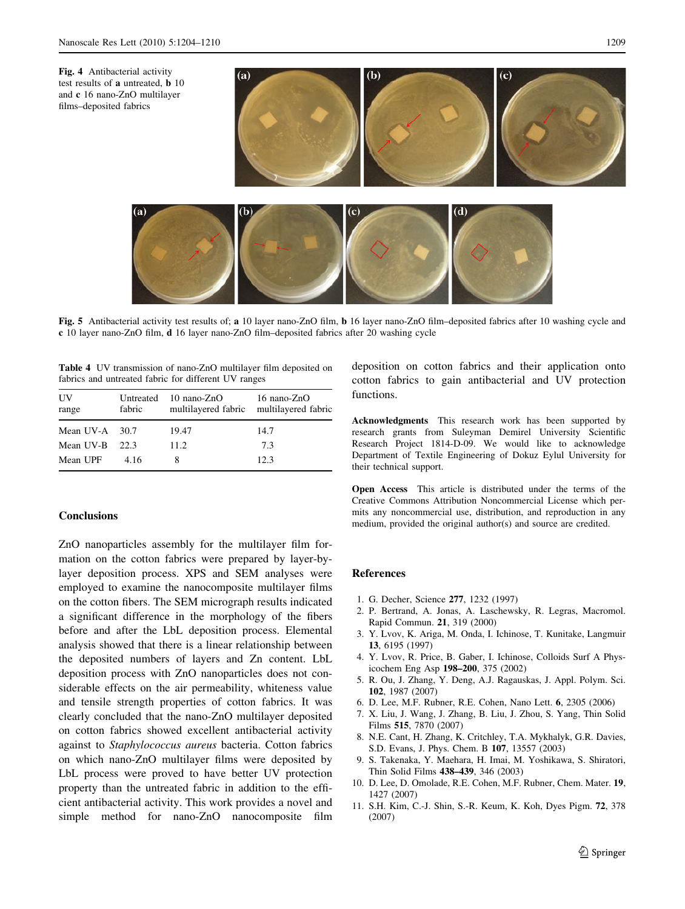**Fig. 4** Antibacterial activity test results of **a** untreated, **b** 10 and **c** 16 nano-ZnO multilayer films–deposited fabrics

(a) (b) (c)

(a) (b) (c) (d)

**Fig. 5** Antibacterial activity test results of; **a** 10 layer nano-ZnO film, **b** 16 layer nano-ZnO film–deposited fabrics after 10 washing cycle and **c** 10 layer nano-ZnO film, **d** 16 layer nano-ZnO film–deposited fabrics after 20 washing cycle

**Table 4** UV transmission of nano-ZnO multilayer film deposited on fabrics and untreated fabric for different UV ranges

| UV range | Untreated fabric | 10 nano-ZnO multilayered fabric | 16 nano-ZnO multilayered fabric |
|---|---|---|---|
| Mean UV-A | 30.7 | 19.47 | 14.7 |
| Mean UV-B | 22.3 | 11.2 | 7.3 |
| Mean UPF | 4.16 | 8 | 12.3 |

## Conclusions

ZnO nanoparticles assembly for the multilayer film formation on the cotton fabrics were prepared by layer-by-layer deposition process. XPS and SEM analyses were employed to examine the nanocomposite multilayer films on the cotton fibers. The SEM micrograph results indicated a significant difference in the morphology of the fibers before and after the LbL deposition process. Elemental analysis showed that there is a linear relationship between the deposited numbers of layers and Zn content. LbL deposition process with ZnO nanoparticles does not considerable effects on the air permeability, whiteness value and tensile strength properties of cotton fabrics. It was clearly concluded that the nano-ZnO multilayer deposited on cotton fabrics showed excellent antibacterial activity against to *Staphylococcus aureus* bacteria. Cotton fabrics on which nano-ZnO multilayer films were deposited by LbL process were proved to have better UV protection property than the untreated fabric in addition to the efficient antibacterial activity. This work provides a novel and simple method for nano-ZnO nanocomposite film deposition on cotton fabrics and their application onto cotton fabrics to gain antibacterial and UV protection functions.

**Acknowledgments** This research work has been supported by research grants from Suleyman Demirel University Scientific Research Project 1814-D-09. We would like to acknowledge Department of Textile Engineering of Dokuz Eylul University for their technical support.

**Open Access** This article is distributed under the terms of the Creative Commons Attribution Noncommercial License which permits any noncommercial use, distribution, and reproduction in any medium, provided the original author(s) and source are credited.

## References

1. G. Decher, Science **277**, 1232 (1997)
2. P. Bertrand, A. Jonas, A. Laschewsky, R. Legras, Macromol. Rapid Commun. **21**, 319 (2000)
3. Y. Lvov, K. Ariga, M. Onda, I. Ichinose, T. Kunitake, Langmuir **13**, 6195 (1997)
4. Y. Lvov, R. Price, B. Gaber, I. Ichinose, Colloids Surf A Physicochem Eng Asp **198–200**, 375 (2002)
5. R. Ou, J. Zhang, Y. Deng, A.J. Ragauskas, J. Appl. Polym. Sci. **102**, 1987 (2007)
6. D. Lee, M.F. Rubner, R.E. Cohen, Nano Lett. **6**, 2305 (2006)
7. X. Liu, J. Wang, J. Zhang, B. Liu, J. Zhou, S. Yang, Thin Solid Films **515**, 7870 (2007)
8. N.E. Cant, H. Zhang, K. Critchley, T.A. Mykhalyk, G.R. Davies, S.D. Evans, J. Phys. Chem. B **107**, 13557 (2003)
9. S. Takenaka, Y. Maehara, H. Imai, M. Yoshikawa, S. Shiratori, Thin Solid Films **438–439**, 346 (2003)
10. D. Lee, D. Omolade, R.E. Cohen, M.F. Rubner, Chem. Mater. **19**, 1427 (2007)
11. S.H. Kim, C.-J. Shin, S.-R. Keum, K. Koh, Dyes Pigm. **72**, 378 (2007)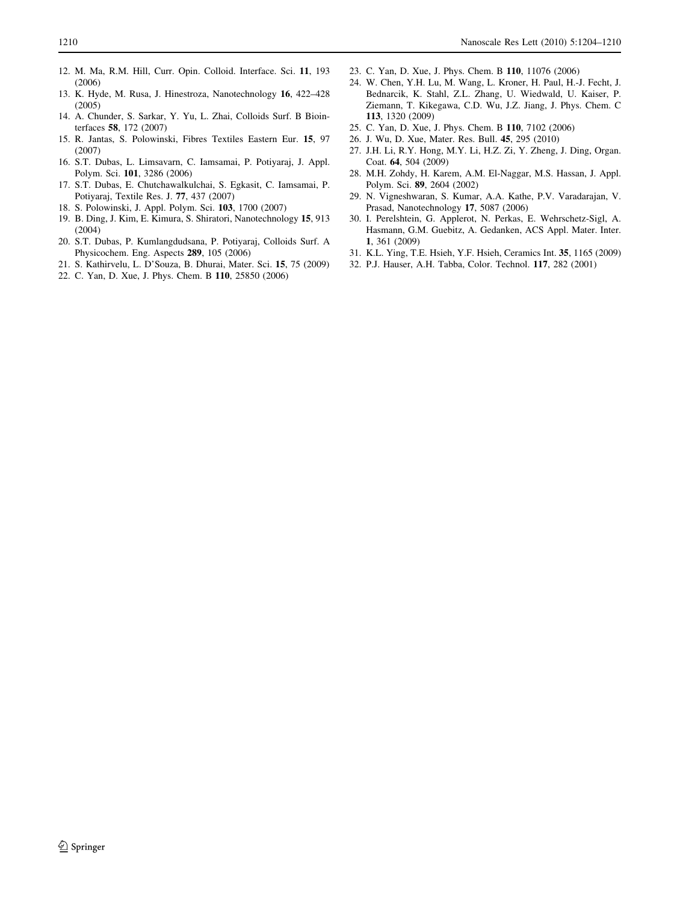12. M. Ma, R.M. Hill, Curr. Opin. Colloid. Interface. Sci. **11**, 193 (2006)
13. K. Hyde, M. Rusa, J. Hinestroza, Nanotechnology **16**, 422–428 (2005)
14. A. Chunder, S. Sarkar, Y. Yu, L. Zhai, Colloids Surf. B Biointerfaces **58**, 172 (2007)
15. R. Jantas, S. Polowinski, Fibres Textiles Eastern Eur. **15**, 97 (2007)
16. S.T. Dubas, L. Limsavarn, C. Iamsamai, P. Potiyaraj, J. Appl. Polym. Sci. **101**, 3286 (2006)
17. S.T. Dubas, E. Chutchawalkulchai, S. Egkasit, C. Iamsamai, P. Potiyaraj, Textile Res. J. **77**, 437 (2007)
18. S. Polowinski, J. Appl. Polym. Sci. **103**, 1700 (2007)
19. B. Ding, J. Kim, E. Kimura, S. Shiratori, Nanotechnology **15**, 913 (2004)
20. S.T. Dubas, P. Kumlangdudsana, P. Potiyaraj, Colloids Surf. A Physicochem. Eng. Aspects **289**, 105 (2006)
21. S. Kathirvelu, L. D'Souza, B. Dhurai, Mater. Sci. **15**, 75 (2009)
22. C. Yan, D. Xue, J. Phys. Chem. B **110**, 25850 (2006)
23. C. Yan, D. Xue, J. Phys. Chem. B **110**, 11076 (2006)
24. W. Chen, Y.H. Lu, M. Wang, L. Kroner, H. Paul, H.-J. Fecht, J. Bednarcik, K. Stahl, Z.L. Zhang, U. Wiedwald, U. Kaiser, P. Ziemann, T. Kikegawa, C.D. Wu, J.Z. Jiang, J. Phys. Chem. C **113**, 1320 (2009)
25. C. Yan, D. Xue, J. Phys. Chem. B **110**, 7102 (2006)
26. J. Wu, D. Xue, Mater. Res. Bull. **45**, 295 (2010)
27. J.H. Li, R.Y. Hong, M.Y. Li, H.Z. Zi, Y. Zheng, J. Ding, Organ. Coat. **64**, 504 (2009)
28. M.H. Zohdy, H. Karem, A.M. El-Naggar, M.S. Hassan, J. Appl. Polym. Sci. **89**, 2604 (2002)
29. N. Vigneshwaran, S. Kumar, A.A. Kathe, P.V. Varadarajan, V. Prasad, Nanotechnology **17**, 5087 (2006)
30. I. Perelshtein, G. Applerot, N. Perkas, E. Wehrschetz-Sigl, A. Hasmann, G.M. Guebitz, A. Gedanken, ACS Appl. Mater. Inter. **1**, 361 (2009)
31. K.L. Ying, T.E. Hsieh, Y.F. Hsieh, Ceramics Int. **35**, 1165 (2009)
32. P.J. Hauser, A.H. Tabba, Color. Technol. **117**, 282 (2001)